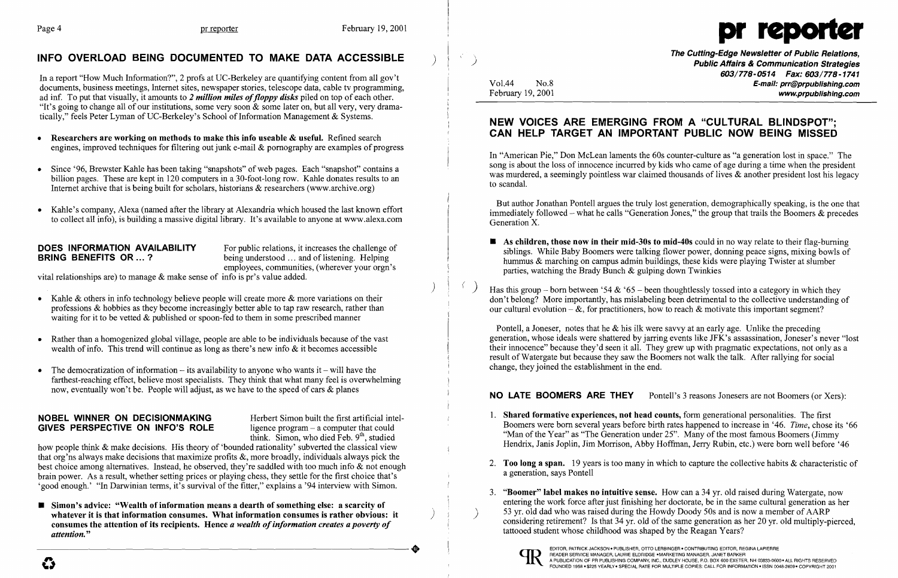# INFO OVERLOAD BEING DOCUMENTED TO MAKE DATA ACCESSIBLE

In a report "How Much Information?", 2 profs at UC-Berkeley are quantifying content from all gov't documents, business meetings, Internet sites, newspaper stories, telescope data, cable tv programming, ad inf. To put that visually, it amounts to ***2 million miles of floppy disks*** piled on top of each other. "It's going to change all of our institutions, some very soon & some later on, but all very, very dramatically," feels Peter Lyman of UC-Berkeley's School of Information Management & Systems.

- **Researchers are working on methods to make this info useable & useful.** Refined search engines, improved techniques for filtering out junk e-mail & pornography are examples of progress
- Since '96, Brewster Kahle has been taking "snapshots" of web pages. Each "snapshot" contains a billion pages. These are kept in 120 computers in a 30-foot-long row. Kahle donates results to an Internet archive that is being built for scholars, historians & researchers (www.archive.org)
- Kahle's company, Alexa (named after the library at Alexandria which housed the last known effort to collect all info), is building a massive digital library. It's available to anyone at www.alexa.com

## DOES INFORMATION AVAILABILITY BRING BENEFITS OR ... ?

For public relations, it increases the challenge of being understood ... and of listening. Helping employees, communities, (wherever your orgn's vital relationships are) to manage & make sense of info is pr's value added.

- Kahle & others in info technology believe people will create more & more variations on their professions & hobbies as they become increasingly better able to tap raw research, rather than waiting for it to be vetted & published or spoon-fed to them in some prescribed manner
- Rather than a homogenized global village, people are able to be individuals because of the vast wealth of info. This trend will continue as long as there's new info & it becomes accessible
- The democratization of information – its availability to anyone who wants it – will have the farthest-reaching effect, believe most specialists. They think that what many feel is overwhelming now, eventually won't be. People will adjust, as we have to the speed of cars & planes

## NOBEL WINNER ON DECISIONMAKING GIVES PERSPECTIVE ON INFO'S ROLE

Herbert Simon built the first artificial intelligence program – a computer that could think. Simon, who died Feb. 9th, studied how people think & make decisions. His theory of 'bounded rationality' subverted the classical view that org'ns always make decisions that maximize profits &, more broadly, individuals always pick the best choice among alternatives. Instead, he observed, they're saddled with too much info & not enough brain power. As a result, whether setting prices or playing chess, they settle for the first choice that's 'good enough.' "In Darwinian terms, it's survival of the fitter," explains a '94 interview with Simon.

- **Simon's advice: "Wealth of information means a dearth of something else: a scarcity of whatever it is that information consumes. What information consumes is rather obvious: it consumes the attention of its recipients. Hence *a wealth of information creates a poverty of attention.*"**

---

# pr reporter

**The Cutting-Edge Newsletter of Public Relations, Public Affairs & Communication Strategies**
**603/778-0514 Fax: 603/778-1741**
**E-mail: prr@prpublishing.com**
**www.prpublishing.com**

Vol.44 No.8
February 19, 2001

# NEW VOICES ARE EMERGING FROM A "CULTURAL BLINDSPOT"; CAN HELP TARGET AN IMPORTANT PUBLIC NOW BEING MISSED

In "American Pie," Don McLean laments the 60s counter-culture as "a generation lost in space." The song is about the loss of innocence incurred by kids who came of age during a time when the president was murdered, a seemingly pointless war claimed thousands of lives & another president lost his legacy to scandal.

But author Jonathan Pontell argues the truly lost generation, demographically speaking, is the one that immediately followed – what he calls "Generation Jones," the group that trails the Boomers & precedes Generation X.

- **As children, those now in their mid-30s to mid-40s** could in no way relate to their flag-burning siblings. While Baby Boomers were talking flower power, donning peace signs, mixing bowls of hummus & marching on campus admin buildings, these kids were playing Twister at slumber parties, watching the Brady Bunch & gulping down Twinkies

Has this group – born between '54 & '65 – been thoughtlessly tossed into a category in which they don't belong? More importantly, has mislabeling been detrimental to the collective understanding of our cultural evolution – &, for practitioners, how to reach & motivate this important segment?

Pontell, a Joneser, notes that he & his ilk were savvy at an early age. Unlike the preceding generation, whose ideals were shattered by jarring events like JFK's assassination, Joneser's never "lost their innocence" because they'd seen it all. They grew up with pragmatic expectations, not only as a result of Watergate but because they saw the Boomers not walk the talk. After rallying for social change, they joined the establishment in the end.

## NO LATE BOOMERS ARE THEY

Pontell's 3 reasons Jonesers are not Boomers (or Xers):

1. **Shared formative experiences, not head counts,** form generational personalities. The first Boomers were born several years before birth rates happened to increase in '46. *Time*, chose its '66 "Man of the Year" as "The Generation under 25". Many of the most famous Boomers (Jimmy Hendrix, Janis Joplin, Jim Morrison, Abby Hoffman, Jerry Rubin, etc.) were born well before '46
2. **Too long a span.** 19 years is too many in which to capture the collective habits & characteristic of a generation, says Pontell
3. **"Boomer" label makes no intuitive sense.** How can a 34 yr. old raised during Watergate, now entering the work force after just finishing her doctorate, be in the same cultural generation as her 53 yr. old dad who was raised during the Howdy Doody 50s and is now a member of AARP considering retirement? Is that 34 yr. old of the same generation as her 20 yr. old multiply-pierced, tattooed student whose childhood was shaped by the Reagan Years?

EDITOR, PATRICK JACKSON • PUBLISHER, OTTO LERBINGER • CONTRIBUTING EDITOR, REGINA LAPIERRE
READER SERVICE MANAGER, LAURIE ELDRIDGE • MARKETING MANAGER, JANET BARKER
A PUBLICATION OF PR PUBLISHING COMPANY, INC., DUDLEY HOUSE, P.O. BOX 600 EXETER, NH 03833-0600 • ALL RIGHTS RESERVED
FOUNDED 1958 • $225 YEARLY • SPECIAL RATE FOR MULTIPLE COPIES: CALL FOR INFORMATION • ISSN 0048-2609 • COPYRIGHT 2001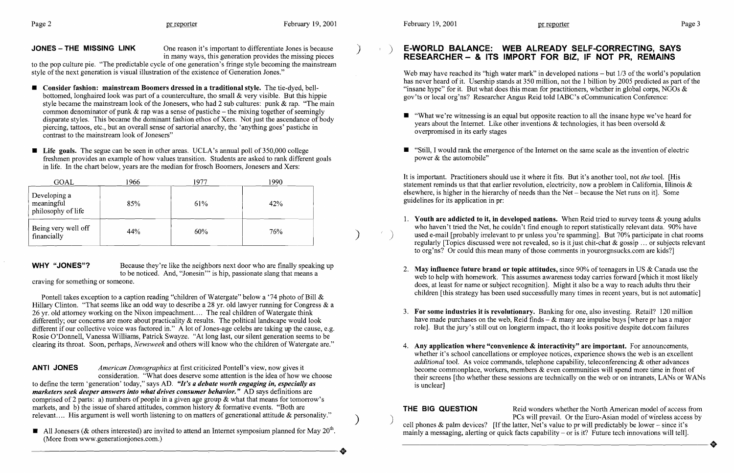**JONES – THE MISSING LINK** One reason it's important to differentiate Jones is because in many ways, this generation provides the missing pieces to the pop culture pie. "The predictable cycle of one generation's fringe style becoming the mainstream style of the next generation is visual illustration of the existence of Generation Jones."

- **Consider fashion: mainstream Boomers dressed in a traditional style.** The tie-dyed, bell-bottomed, longhaired look was part of a counterculture, tho small & very visible. But this hippie style became the mainstream look of the Jonesers, who had 2 sub cultures: punk & rap. "The main common denominator of punk & rap was a sense of pastiche – the mixing together of seemingly disparate styles. This became the dominant fashion ethos of Xers. Not just the ascendance of body piercing, tattoos, etc., but an overall sense of sartorial anarchy, the 'anything goes' pastiche in contrast to the mainstream look of Jonesers"

- **Life goals.** The segue can be seen in other areas. UCLA's annual poll of 350,000 college freshmen provides an example of how values transition. Students are asked to rank different goals in life. In the chart below, years are the median for frosch Boomers, Jonesers and Xers:

| GOAL | 1966 | 1977 | 1990 |
|---|---|---|---|
| Developing a meaningful philosophy of life | 85% | 61% | 42% |
| Being very well off financially | 44% | 60% | 76% |

**WHY "JONES"?** Because they're like the neighbors next door who are finally speaking up to be noticed. And, "Jonesin'" is hip, passionate slang that means a craving for something or someone.

Pontell takes exception to a caption reading "children of Watergate" below a '74 photo of Bill & Hillary Clinton. "That seems like an odd way to describe a 28 yr. old lawyer running for Congress & a 26 yr. old attorney working on the Nixon impeachment.... The real children of Watergate think differently; our concerns are more about practicality & results. The political landscape would look different if our collective voice was factored in." A lot of Jones-age celebs are taking up the cause, e.g. Rosie O'Donnell, Vanessa Williams, Patrick Swayze. "At long last, our silent generation seems to be clearing its throat. Soon, perhaps, *Newsweek* and others will know who the children of Watergate are."

**ANTI JONES** *American Demographics* at first criticized Pontell's view, now gives it consideration. "What does deserve some attention is the idea of how we choose to define the term 'generation' today," says AD. ***"It's a debate worth engaging in, especially as marketers seek deeper answers into what drives consumer behavior."*** AD says definitions are comprised of 2 parts: a) numbers of people in a given age group & what that means for tomorrow's markets, and b) the issue of shared attitudes, common history & formative events. "Both are relevant.... His argument is well worth listening to on matters of generational attitude & personality."

- All Jonesers (& others interested) are invited to attend an Internet symposium planned for May 20th. (More from www.generationjones.com.)

## E-WORLD BALANCE: WEB ALREADY SELF-CORRECTING, SAYS RESEARCHER – & ITS IMPORT FOR BIZ, IF NOT PR, REMAINS

Web may have reached its "high water mark" in developed nations – but 1/3 of the world's population has never heard of it. Usership stands at 350 million, not the 1 billion by 2005 predicted as part of the "insane hype" for it. But what does this mean for practitioners, whether in global corps, NGOs & gov'ts or local org'ns? Researcher Angus Reid told IABC's eCommunication Conference:

- "What we're witnessing is an equal but opposite reaction to all the insane hype we've heard for years about the Internet. Like other inventions & technologies, it has been oversold & overpromised in its early stages

- "Still, I would rank the emergence of the Internet on the same scale as the invention of electric power & the automobile"

It is important. Practitioners should use it where it fits. But it's another tool, not *the* tool. [His statement reminds us that that earlier revolution, electricity, now a problem in California, Illinois & elsewhere, is higher in the hierarchy of needs than the Net – because the Net runs on it]. Some guidelines for its application in pr:

1. **Youth are addicted to it, in developed nations.** When Reid tried to survey teens & young adults who haven't tried the Net, he couldn't find enough to report statistically relevant data. 90% have used e-mail [probably irrelevant to pr unless you're spamming]. But 70% participate in chat rooms regularly [Topics discussed were not revealed, so is it just chit-chat & gossip ... or subjects relevant to org'ns? Or could this mean many of those comments in yourorgnsucks.com are kids?]

2. **May influence future brand or topic attitudes,** since 90% of teenagers in US & Canada use the web to help with homework. This assumes awareness today carries forward [which it most likely does, at least for name or subject recognition]. Might it also be a way to reach adults thru their children [this strategy has been used successfully many times in recent years, but is not automatic]

3. **For some industries it is revolutionary.** Banking for one, also investing. Retail? 120 million have made purchases on the web, Reid finds – & many are impulse buys [where pr has a major role]. But the jury's still out on longterm impact, tho it looks positive despite dot.com failures

4. **Any application where "convenience & interactivity" are important.** For announcements, whether it's school cancellations or employee notices, experience shows the web is an excellent *additional* tool. As voice commands, telephone capability, teleconferencing & other advances become commonplace, workers, members & even communities will spend more time in front of their screens [tho whether these sessions are technically on the web or on intranets, LANs or WANs is unclear]

**THE BIG QUESTION** Reid wonders whether the North American model of access from PCs will prevail. Or the Euro-Asian model of wireless access by cell phones & palm devices? [If the latter, Net's value to pr will predictably be lower – since it's mainly a messaging, alerting or quick facts capability – or is it? Future tech innovations will tell].